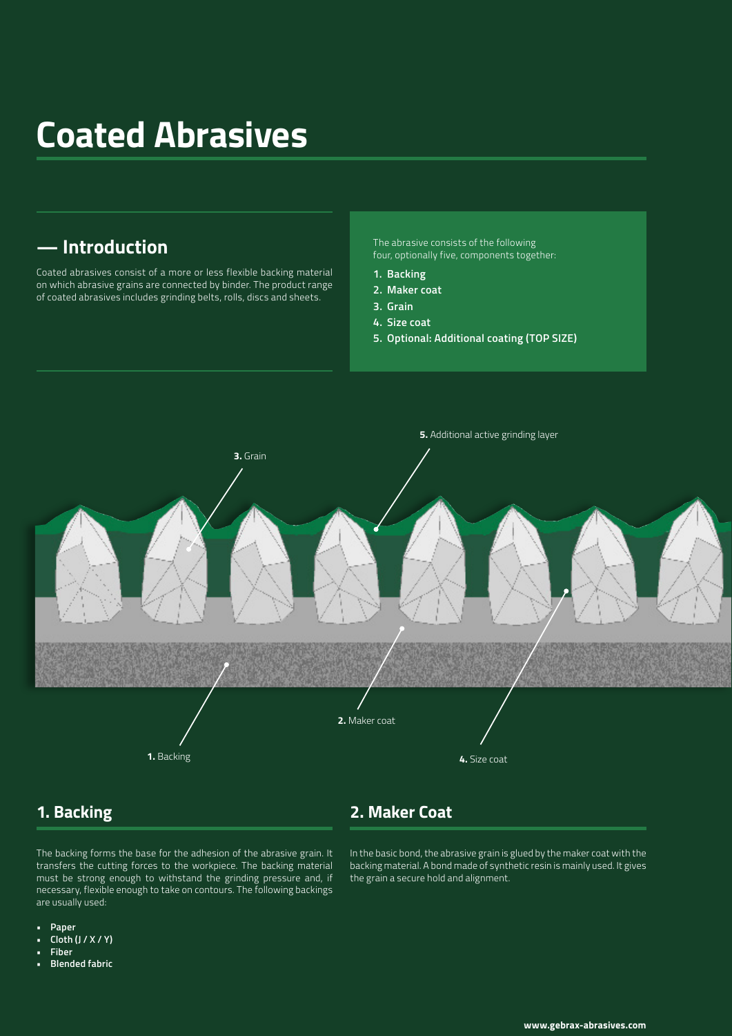# Coated Abrasives

## — Introduction

Coated abrasives consist of a more or less flexible backing material on which abrasive grains are connected by binder. The product range of coated abrasives includes grinding belts, rolls, discs and sheets.

The abrasive consists of the following four, optionally five, components together:

1. **Backing**
2. **Maker coat**
3. **Grain**
4. **Size coat**
5. **Optional: Additional coating (TOP SIZE)**

**5.** Additional active grinding layer

**3.** Grain

**2.** Maker coat

**1.** Backing

**4.** Size coat

## 1. Backing

The backing forms the base for the adhesion of the abrasive grain. It transfers the cutting forces to the workpiece. The backing material must be strong enough to withstand the grinding pressure and, if necessary, flexible enough to take on contours. The following backings are usually used:

- **Paper**
- **Cloth (J / X / Y)**
- **Fiber**
- **Blended fabric**

## 2. Maker Coat

In the basic bond, the abrasive grain is glued by the maker coat with the backing material. A bond made of synthetic resin is mainly used. It gives the grain a secure hold and alignment.

**www.gebrax-abrasives.com**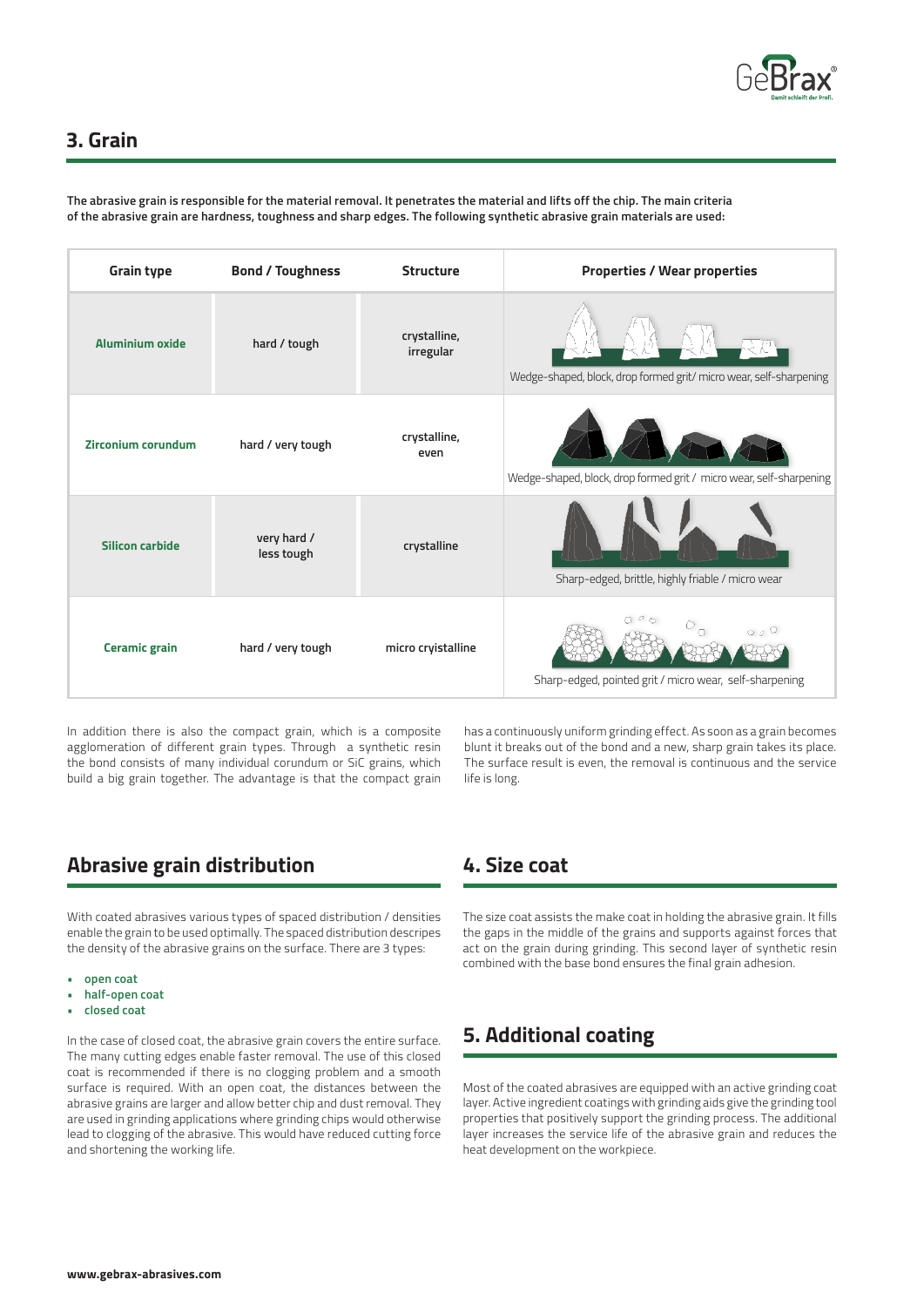## 3. Grain

**The abrasive grain is responsible for the material removal. It penetrates the material and lifts off the chip. The main criteria of the abrasive grain are hardness, toughness and sharp edges. The following synthetic abrasive grain materials are used:**

| Grain type | Bond / Toughness | Structure | Properties / Wear properties |
|---|---|---|---|
| Aluminium oxide | hard / tough | crystalline, irregular | Wedge-shaped, block, drop formed grit/ micro wear, self-sharpening |
| Zirconium corundum | hard / very tough | crystalline, even | Wedge-shaped, block, drop formed grit / micro wear, self-sharpening |
| Silicon carbide | very hard / less tough | crystalline | Sharp-edged, brittle, highly friable / micro wear |
| Ceramic grain | hard / very tough | micro cryistalline | Sharp-edged, pointed grit / micro wear, self-sharpening |

In addition there is also the compact grain, which is a composite agglomeration of different grain types. Through a synthetic resin the bond consists of many individual corundum or SiC grains, which build a big grain together. The advantage is that the compact grain has a continuously uniform grinding effect. As soon as a grain becomes blunt it breaks out of the bond and a new, sharp grain takes its place. The surface result is even, the removal is continuous and the service life is long.

## Abrasive grain distribution

With coated abrasives various types of spaced distribution / densities enable the grain to be used optimally. The spaced distribution descripes the density of the abrasive grains on the surface. There are 3 types:

- **open coat**
- **half-open coat**
- **closed coat**

In the case of closed coat, the abrasive grain covers the entire surface. The many cutting edges enable faster removal. The use of this closed coat is recommended if there is no clogging problem and a smooth surface is required. With an open coat, the distances between the abrasive grains are larger and allow better chip and dust removal. They are used in grinding applications where grinding chips would otherwise lead to clogging of the abrasive. This would have reduced cutting force and shortening the working life.

## 4. Size coat

The size coat assists the make coat in holding the abrasive grain. It fills the gaps in the middle of the grains and supports against forces that act on the grain during grinding. This second layer of synthetic resin combined with the base bond ensures the final grain adhesion.

## 5. Additional coating

Most of the coated abrasives are equipped with an active grinding coat layer. Active ingredient coatings with grinding aids give the grinding tool properties that positively support the grinding process. The additional layer increases the service life of the abrasive grain and reduces the heat development on the workpiece.